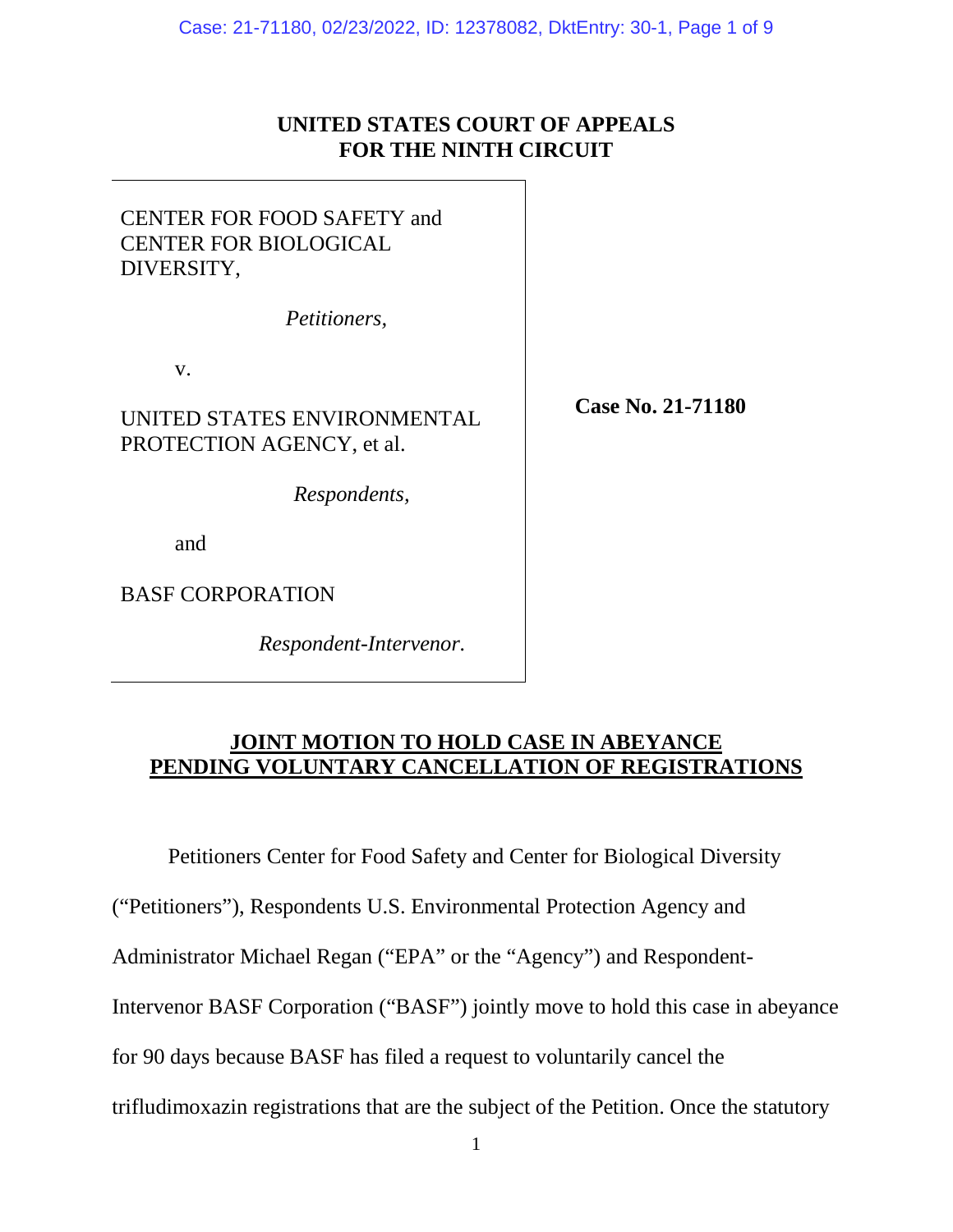**UNITED STATES COURT OF APPEALS**
**FOR THE NINTH CIRCUIT**

| | |
|---|---|
| CENTER FOR FOOD SAFETY and CENTER FOR BIOLOGICAL DIVERSITY,<br><br>*Petitioners,*<br><br>v.<br><br>UNITED STATES ENVIRONMENTAL PROTECTION AGENCY, et al.<br><br>*Respondents,*<br><br>and<br><br>BASF CORPORATION<br><br>*Respondent-Intervenor.* | **Case No. 21-71180** |

**JOINT MOTION TO HOLD CASE IN ABEYANCE PENDING VOLUNTARY CANCELLATION OF REGISTRATIONS**

Petitioners Center for Food Safety and Center for Biological Diversity ("Petitioners"), Respondents U.S. Environmental Protection Agency and Administrator Michael Regan ("EPA" or the "Agency") and Respondent-Intervenor BASF Corporation ("BASF") jointly move to hold this case in abeyance for 90 days because BASF has filed a request to voluntarily cancel the trifludimoxazin registrations that are the subject of the Petition. Once the statutory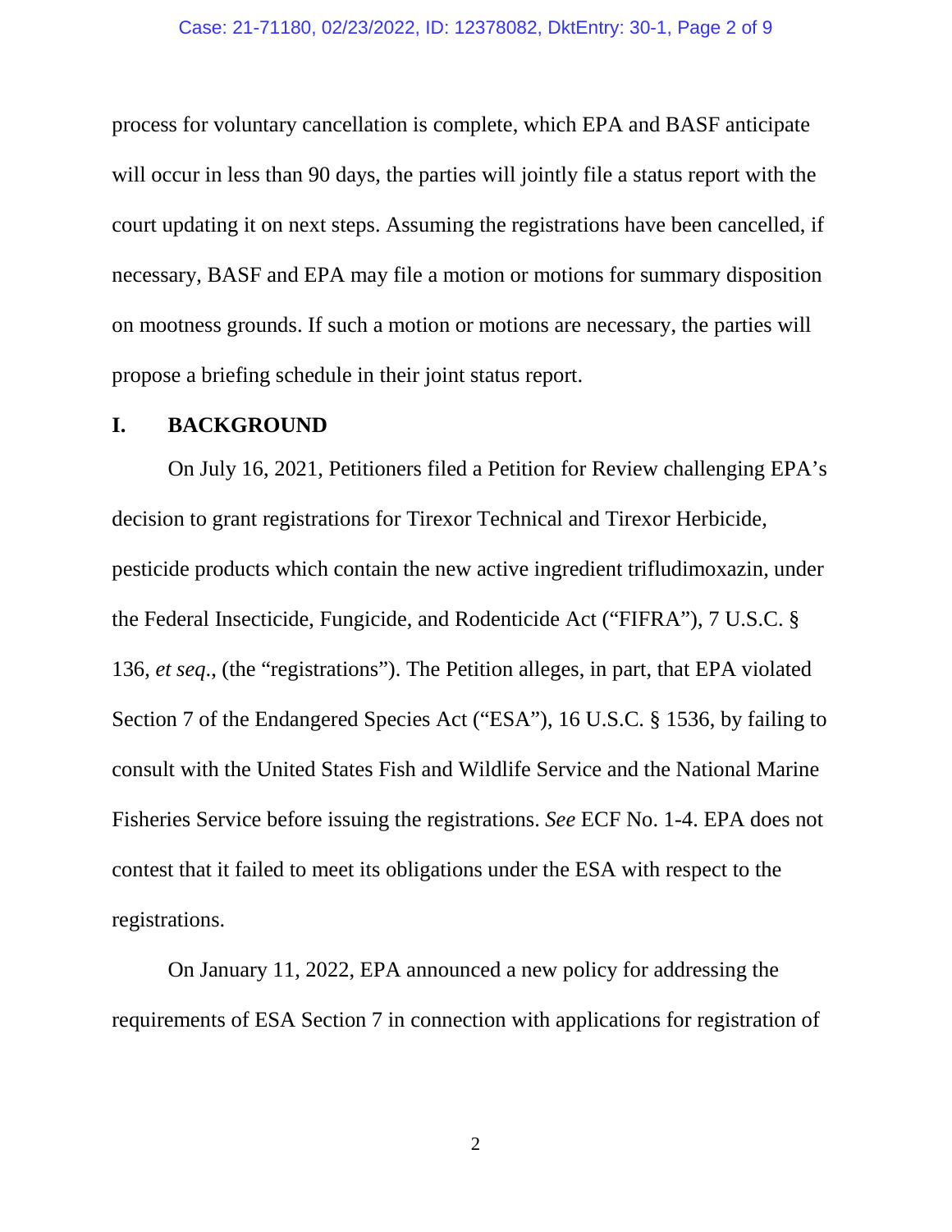process for voluntary cancellation is complete, which EPA and BASF anticipate will occur in less than 90 days, the parties will jointly file a status report with the court updating it on next steps. Assuming the registrations have been cancelled, if necessary, BASF and EPA may file a motion or motions for summary disposition on mootness grounds. If such a motion or motions are necessary, the parties will propose a briefing schedule in their joint status report.

## I. BACKGROUND

On July 16, 2021, Petitioners filed a Petition for Review challenging EPA's decision to grant registrations for Tirexor Technical and Tirexor Herbicide, pesticide products which contain the new active ingredient trifludimoxazin, under the Federal Insecticide, Fungicide, and Rodenticide Act ("FIFRA"), 7 U.S.C. § 136, *et seq*., (the "registrations"). The Petition alleges, in part, that EPA violated Section 7 of the Endangered Species Act ("ESA"), 16 U.S.C. § 1536, by failing to consult with the United States Fish and Wildlife Service and the National Marine Fisheries Service before issuing the registrations. *See* ECF No. 1-4. EPA does not contest that it failed to meet its obligations under the ESA with respect to the registrations.

On January 11, 2022, EPA announced a new policy for addressing the requirements of ESA Section 7 in connection with applications for registration of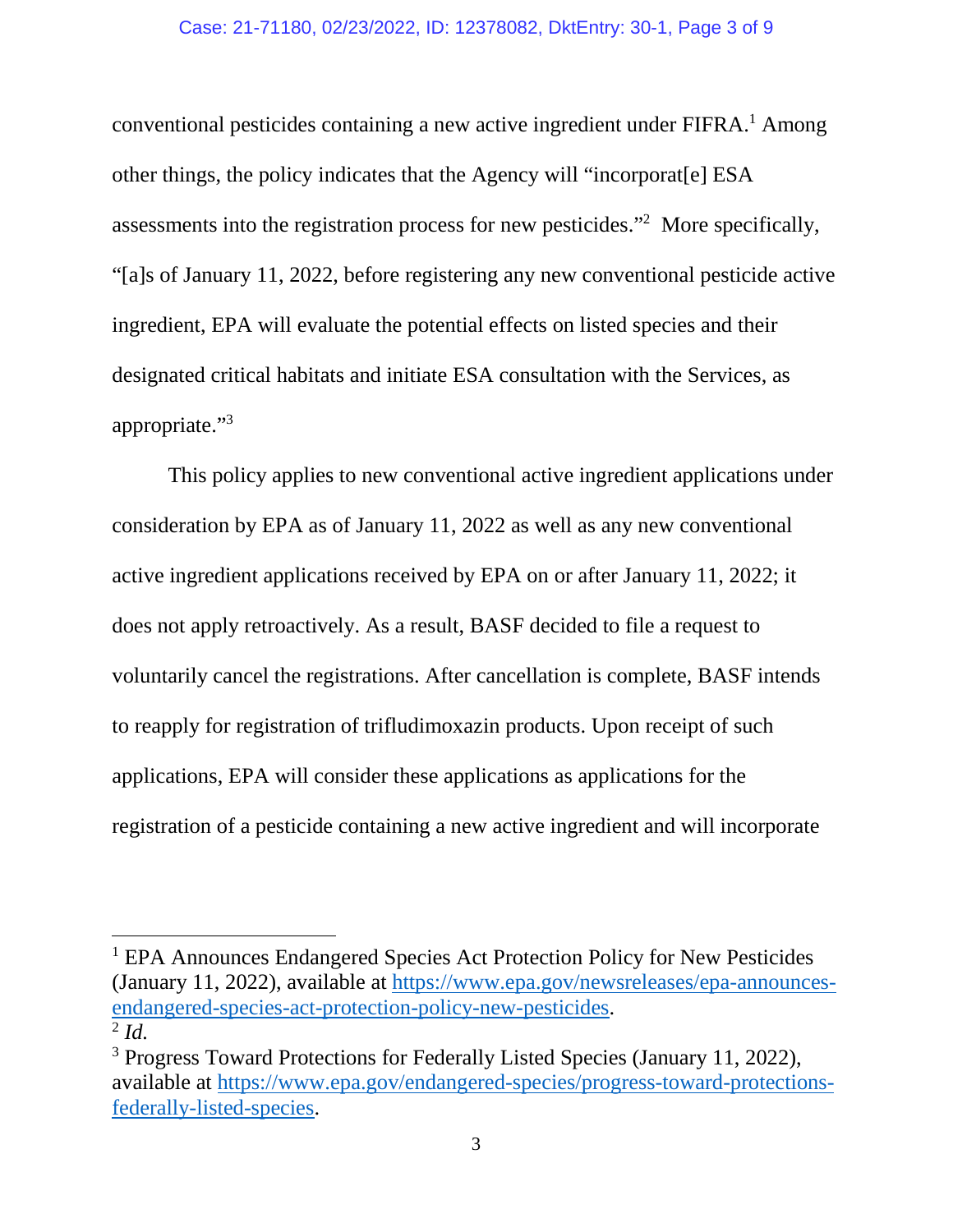conventional pesticides containing a new active ingredient under FIFRA.[1] Among other things, the policy indicates that the Agency will "incorporat[e] ESA assessments into the registration process for new pesticides."[2] More specifically, "[a]s of January 11, 2022, before registering any new conventional pesticide active ingredient, EPA will evaluate the potential effects on listed species and their designated critical habitats and initiate ESA consultation with the Services, as appropriate."[3]

This policy applies to new conventional active ingredient applications under consideration by EPA as of January 11, 2022 as well as any new conventional active ingredient applications received by EPA on or after January 11, 2022; it does not apply retroactively. As a result, BASF decided to file a request to voluntarily cancel the registrations. After cancellation is complete, BASF intends to reapply for registration of trifludimoxazin products. Upon receipt of such applications, EPA will consider these applications as applications for the registration of a pesticide containing a new active ingredient and will incorporate

---

[1] EPA Announces Endangered Species Act Protection Policy for New Pesticides (January 11, 2022), available at https://www.epa.gov/newsreleases/epa-announces-endangered-species-act-protection-policy-new-pesticides.

[2] *Id.*

[3] Progress Toward Protections for Federally Listed Species (January 11, 2022), available at https://www.epa.gov/endangered-species/progress-toward-protections-federally-listed-species.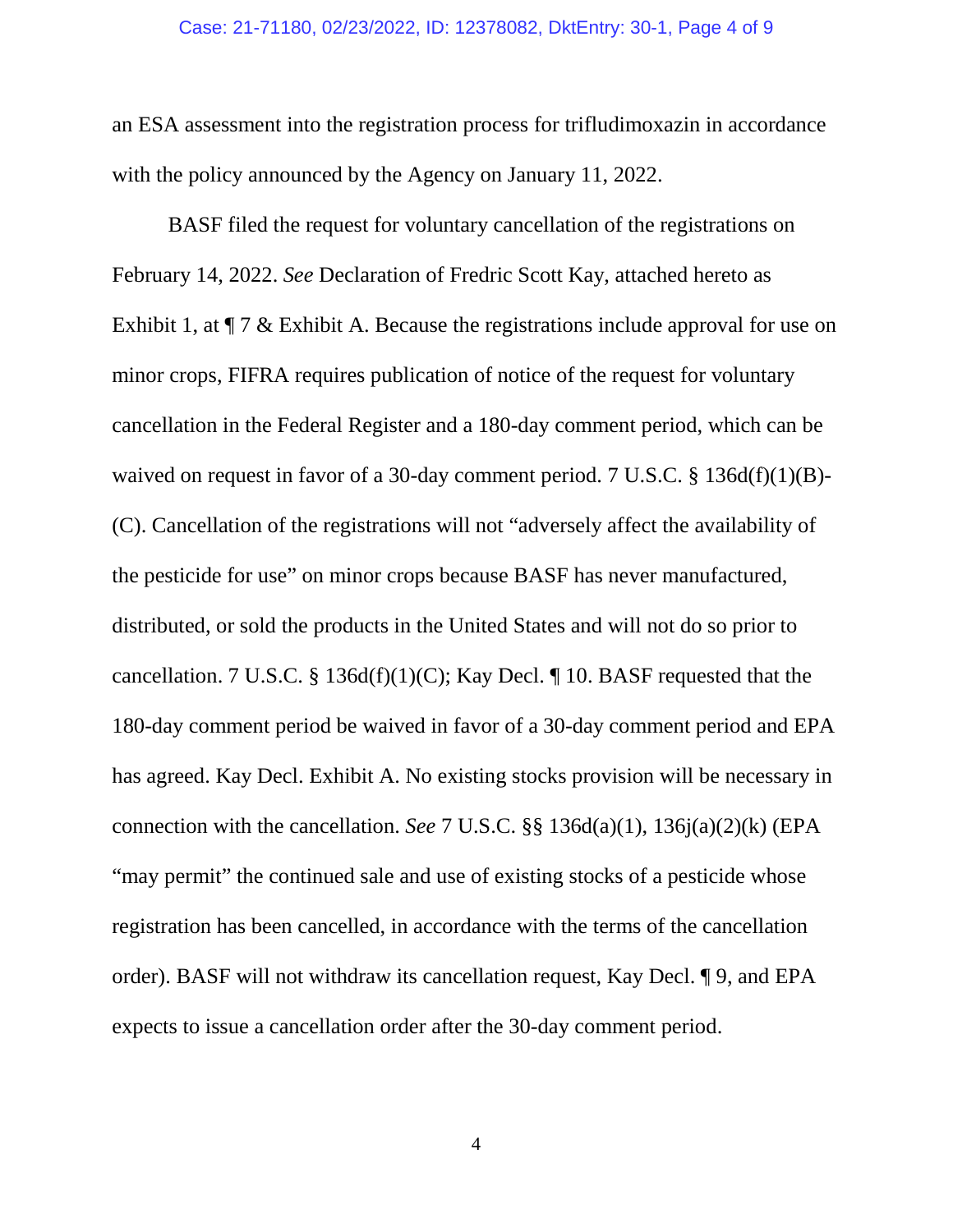an ESA assessment into the registration process for trifludimoxazin in accordance with the policy announced by the Agency on January 11, 2022.

BASF filed the request for voluntary cancellation of the registrations on February 14, 2022. *See* Declaration of Fredric Scott Kay, attached hereto as Exhibit 1, at ¶ 7 & Exhibit A. Because the registrations include approval for use on minor crops, FIFRA requires publication of notice of the request for voluntary cancellation in the Federal Register and a 180-day comment period, which can be waived on request in favor of a 30-day comment period. 7 U.S.C. § 136d(f)(1)(B)-(C). Cancellation of the registrations will not "adversely affect the availability of the pesticide for use" on minor crops because BASF has never manufactured, distributed, or sold the products in the United States and will not do so prior to cancellation. 7 U.S.C. § 136d(f)(1)(C); Kay Decl. ¶ 10. BASF requested that the 180-day comment period be waived in favor of a 30-day comment period and EPA has agreed. Kay Decl. Exhibit A. No existing stocks provision will be necessary in connection with the cancellation. *See* 7 U.S.C. §§ 136d(a)(1), 136j(a)(2)(k) (EPA "may permit" the continued sale and use of existing stocks of a pesticide whose registration has been cancelled, in accordance with the terms of the cancellation order). BASF will not withdraw its cancellation request, Kay Decl. ¶ 9, and EPA expects to issue a cancellation order after the 30-day comment period.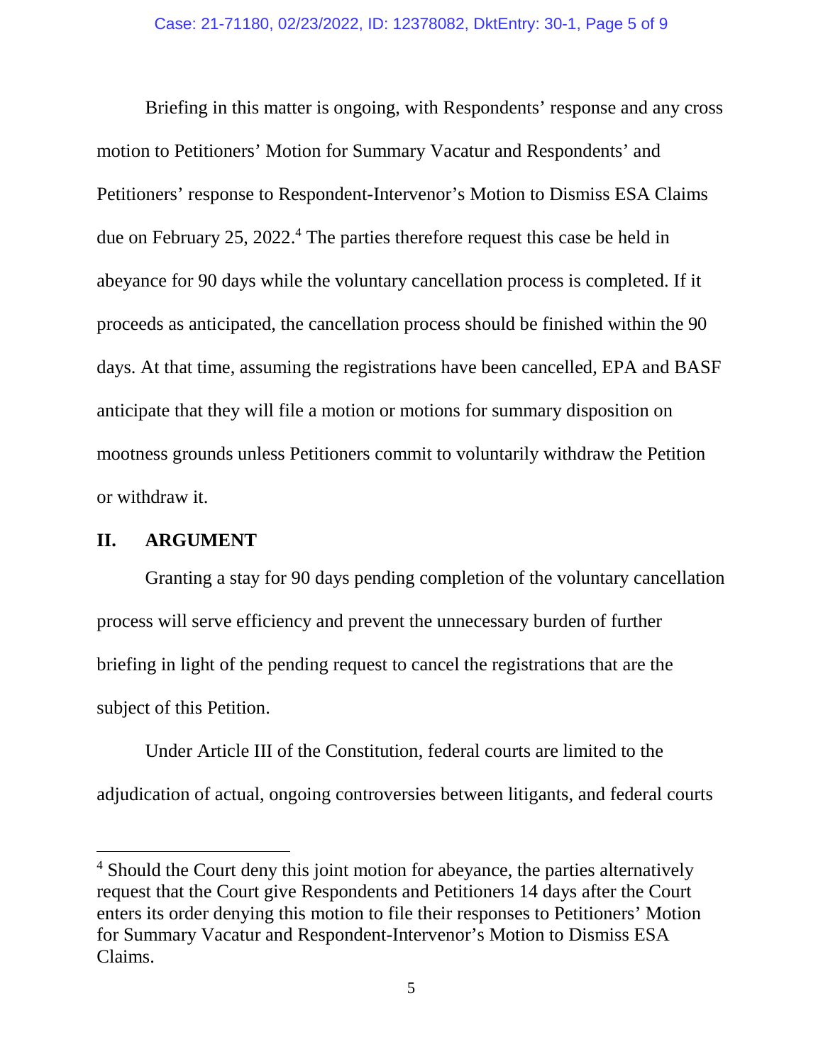Briefing in this matter is ongoing, with Respondents' response and any cross motion to Petitioners' Motion for Summary Vacatur and Respondents' and Petitioners' response to Respondent-Intervenor's Motion to Dismiss ESA Claims due on February 25, 2022.[4] The parties therefore request this case be held in abeyance for 90 days while the voluntary cancellation process is completed. If it proceeds as anticipated, the cancellation process should be finished within the 90 days. At that time, assuming the registrations have been cancelled, EPA and BASF anticipate that they will file a motion or motions for summary disposition on mootness grounds unless Petitioners commit to voluntarily withdraw the Petition or withdraw it.

## II. ARGUMENT

Granting a stay for 90 days pending completion of the voluntary cancellation process will serve efficiency and prevent the unnecessary burden of further briefing in light of the pending request to cancel the registrations that are the subject of this Petition.

Under Article III of the Constitution, federal courts are limited to the adjudication of actual, ongoing controversies between litigants, and federal courts

---

[4] Should the Court deny this joint motion for abeyance, the parties alternatively request that the Court give Respondents and Petitioners 14 days after the Court enters its order denying this motion to file their responses to Petitioners' Motion for Summary Vacatur and Respondent-Intervenor's Motion to Dismiss ESA Claims.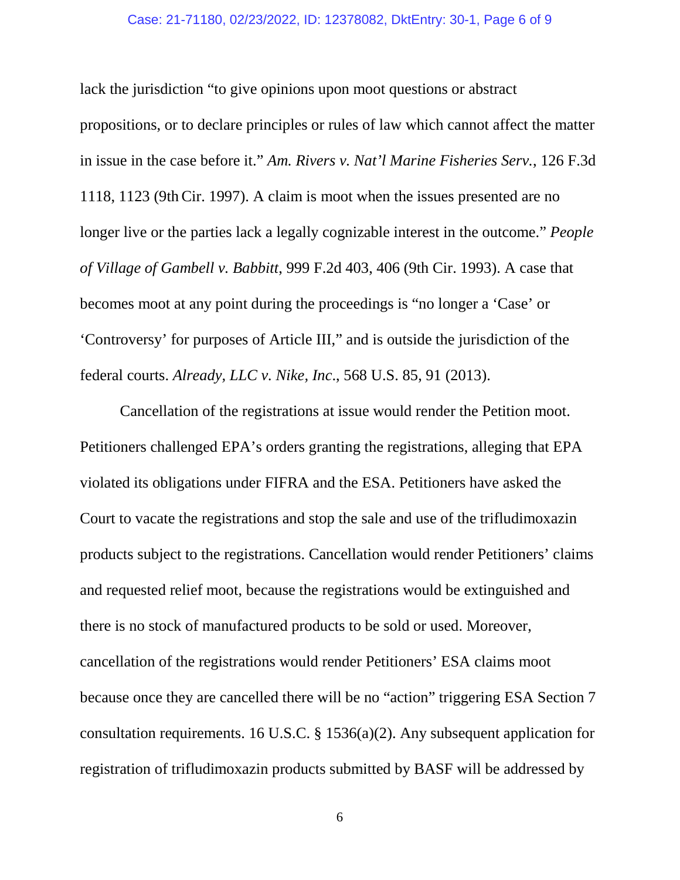lack the jurisdiction "to give opinions upon moot questions or abstract propositions, or to declare principles or rules of law which cannot affect the matter in issue in the case before it." *Am. Rivers v. Nat'l Marine Fisheries Serv.*, 126 F.3d 1118, 1123 (9th Cir. 1997). A claim is moot when the issues presented are no longer live or the parties lack a legally cognizable interest in the outcome." *People of Village of Gambell v. Babbitt*, 999 F.2d 403, 406 (9th Cir. 1993). A case that becomes moot at any point during the proceedings is "no longer a 'Case' or 'Controversy' for purposes of Article III," and is outside the jurisdiction of the federal courts. *Already, LLC v. Nike, Inc*., 568 U.S. 85, 91 (2013).

Cancellation of the registrations at issue would render the Petition moot. Petitioners challenged EPA's orders granting the registrations, alleging that EPA violated its obligations under FIFRA and the ESA. Petitioners have asked the Court to vacate the registrations and stop the sale and use of the trifludimoxazin products subject to the registrations. Cancellation would render Petitioners' claims and requested relief moot, because the registrations would be extinguished and there is no stock of manufactured products to be sold or used. Moreover, cancellation of the registrations would render Petitioners' ESA claims moot because once they are cancelled there will be no "action" triggering ESA Section 7 consultation requirements. 16 U.S.C. § 1536(a)(2). Any subsequent application for registration of trifludimoxazin products submitted by BASF will be addressed by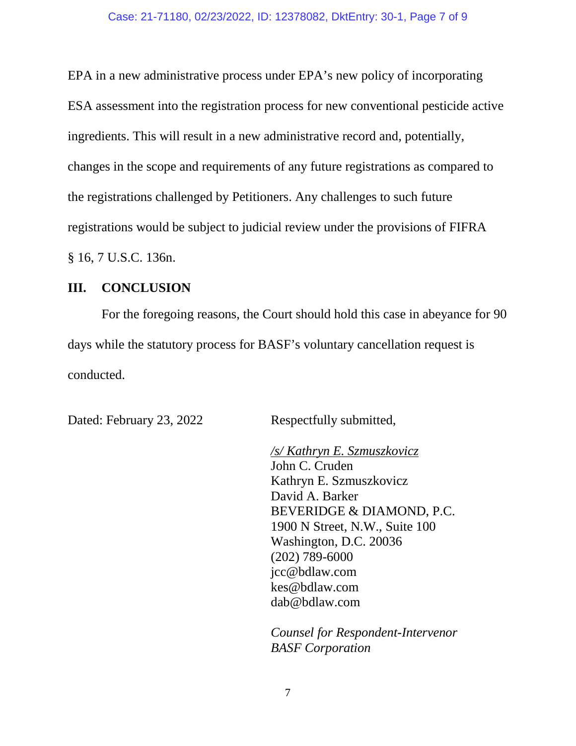EPA in a new administrative process under EPA's new policy of incorporating ESA assessment into the registration process for new conventional pesticide active ingredients. This will result in a new administrative record and, potentially, changes in the scope and requirements of any future registrations as compared to the registrations challenged by Petitioners. Any challenges to such future registrations would be subject to judicial review under the provisions of FIFRA § 16, 7 U.S.C. 136n.

## III. CONCLUSION

For the foregoing reasons, the Court should hold this case in abeyance for 90 days while the statutory process for BASF's voluntary cancellation request is conducted.

Dated: February 23, 2022

Respectfully submitted,

*/s/ Kathryn E. Szmuszkovicz*
John C. Cruden
Kathryn E. Szmuszkovicz
David A. Barker
BEVERIDGE & DIAMOND, P.C.
1900 N Street, N.W., Suite 100
Washington, D.C. 20036
(202) 789-6000
jcc@bdlaw.com
kes@bdlaw.com
dab@bdlaw.com

*Counsel for Respondent-Intervenor BASF Corporation*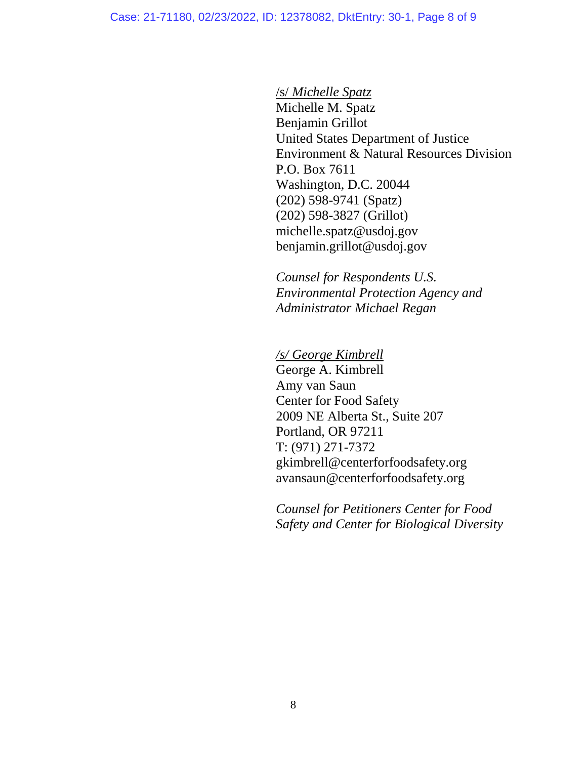/s/ *Michelle Spatz*
Michelle M. Spatz
Benjamin Grillot
United States Department of Justice
Environment & Natural Resources Division
P.O. Box 7611
Washington, D.C. 20044
(202) 598-9741 (Spatz)
(202) 598-3827 (Grillot)
michelle.spatz@usdoj.gov
benjamin.grillot@usdoj.gov

*Counsel for Respondents U.S. Environmental Protection Agency and Administrator Michael Regan*

*/s/ George Kimbrell*
George A. Kimbrell
Amy van Saun
Center for Food Safety
2009 NE Alberta St., Suite 207
Portland, OR 97211
T: (971) 271-7372
gkimbrell@centerforfoodsafety.org
avansaun@centerforfoodsafety.org

*Counsel for Petitioners Center for Food Safety and Center for Biological Diversity*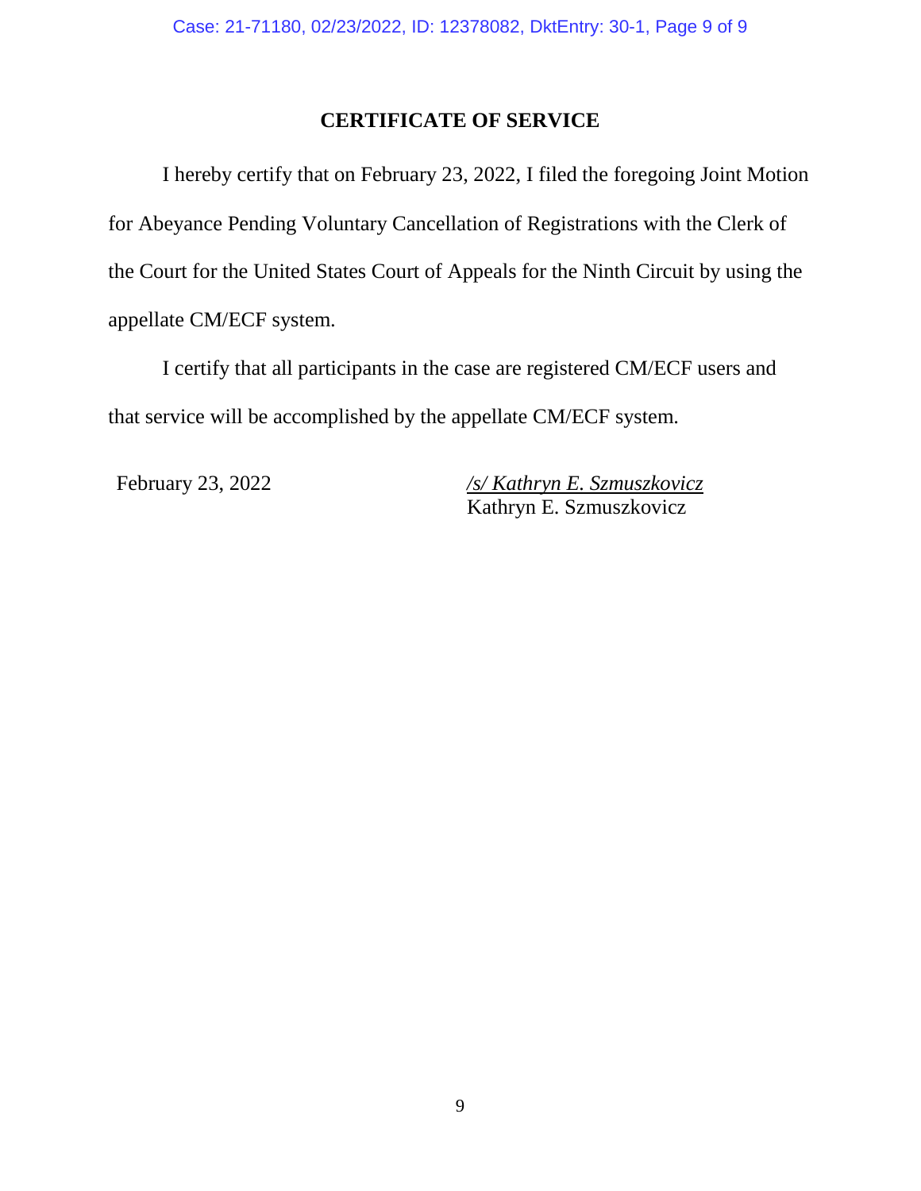## CERTIFICATE OF SERVICE

I hereby certify that on February 23, 2022, I filed the foregoing Joint Motion for Abeyance Pending Voluntary Cancellation of Registrations with the Clerk of the Court for the United States Court of Appeals for the Ninth Circuit by using the appellate CM/ECF system.

I certify that all participants in the case are registered CM/ECF users and that service will be accomplished by the appellate CM/ECF system.

February 23, 2022

*/s/ Kathryn E. Szmuszkovicz*
Kathryn E. Szmuszkovicz